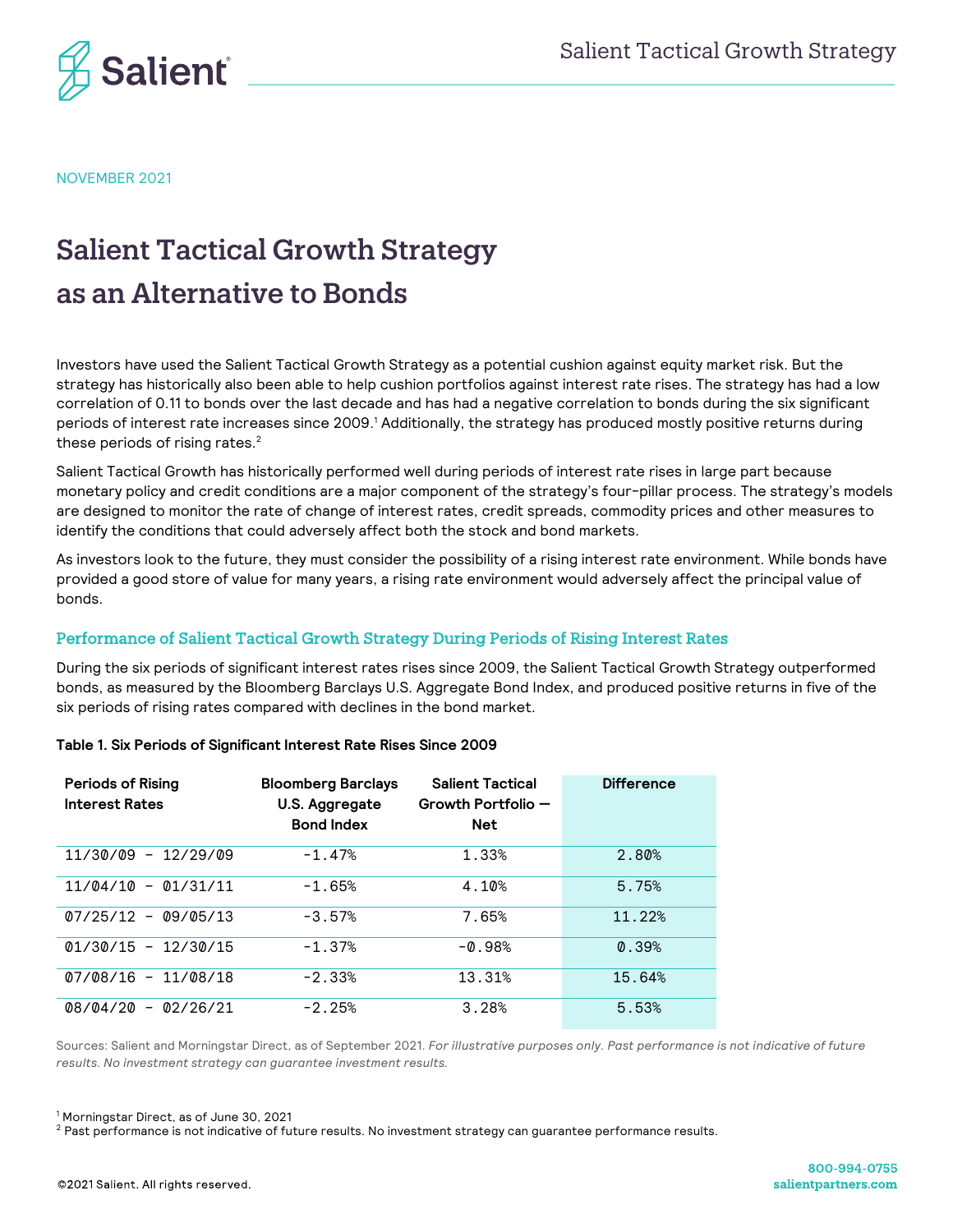NOVEMBER 2021

# Salient Tactical Growth Strategy as an Alternative to Bonds

Investors have used the Salient Tactical Growth Strategy as a potential cushion against equity market risk. But the strategy has historically also been able to help cushion portfolios against interest rate rises. The strategy has had a low correlation of 0.11 to bonds over the last decade and has had a negative correlation to bonds during the six significant periods of interest rate increases since 2009.[1] Additionally, the strategy has produced mostly positive returns during these periods of rising rates.[2]

Salient Tactical Growth has historically performed well during periods of interest rate rises in large part because monetary policy and credit conditions are a major component of the strategy's four-pillar process. The strategy's models are designed to monitor the rate of change of interest rates, credit spreads, commodity prices and other measures to identify the conditions that could adversely affect both the stock and bond markets.

As investors look to the future, they must consider the possibility of a rising interest rate environment. While bonds have provided a good store of value for many years, a rising rate environment would adversely affect the principal value of bonds.

## Performance of Salient Tactical Growth Strategy During Periods of Rising Interest Rates

During the six periods of significant interest rates rises since 2009, the Salient Tactical Growth Strategy outperformed bonds, as measured by the Bloomberg Barclays U.S. Aggregate Bond Index, and produced positive returns in five of the six periods of rising rates compared with declines in the bond market.

**Table 1. Six Periods of Significant Interest Rate Rises Since 2009**

| Periods of Rising Interest Rates | Bloomberg Barclays U.S. Aggregate Bond Index | Salient Tactical Growth Portfolio — Net | Difference |
|---|---|---|---|
| 11/30/09 – 12/29/09 | -1.47% | 1.33% | 2.80% |
| 11/04/10 – 01/31/11 | -1.65% | 4.10% | 5.75% |
| 07/25/12 – 09/05/13 | -3.57% | 7.65% | 11.22% |
| 01/30/15 – 12/30/15 | -1.37% | -0.98% | 0.39% |
| 07/08/16 – 11/08/18 | -2.33% | 13.31% | 15.64% |
| 08/04/20 – 02/26/21 | -2.25% | 3.28% | 5.53% |

Sources: Salient and Morningstar Direct, as of September 2021. *For illustrative purposes only. Past performance is not indicative of future results. No investment strategy can guarantee investment results.*

[1] Morningstar Direct, as of June 30, 2021

[2] Past performance is not indicative of future results. No investment strategy can guarantee performance results.

©2021 Salient. All rights reserved.

800-994-0755
salientpartners.com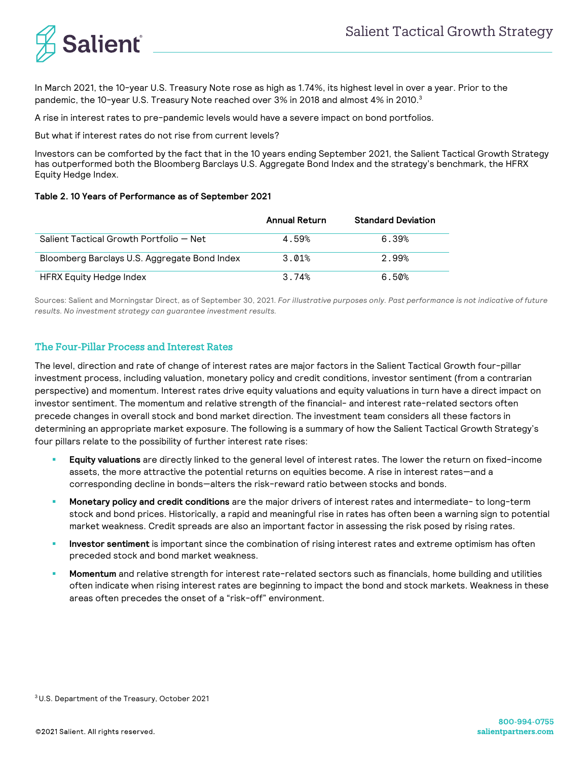In March 2021, the 10-year U.S. Treasury Note rose as high as 1.74%, its highest level in over a year. Prior to the pandemic, the 10-year U.S. Treasury Note reached over 3% in 2018 and almost 4% in 2010.[3]

A rise in interest rates to pre-pandemic levels would have a severe impact on bond portfolios.

But what if interest rates do not rise from current levels?

Investors can be comforted by the fact that in the 10 years ending September 2021, the Salient Tactical Growth Strategy has outperformed both the Bloomberg Barclays U.S. Aggregate Bond Index and the strategy's benchmark, the HFRX Equity Hedge Index.

**Table 2. 10 Years of Performance as of September 2021**

| | Annual Return | Standard Deviation |
|---|---|---|
| Salient Tactical Growth Portfolio — Net | 4.59% | 6.39% |
| Bloomberg Barclays U.S. Aggregate Bond Index | 3.01% | 2.99% |
| HFRX Equity Hedge Index | 3.74% | 6.50% |

Sources: Salient and Morningstar Direct, as of September 30, 2021. *For illustrative purposes only. Past performance is not indicative of future results. No investment strategy can guarantee investment results.*

## The Four-Pillar Process and Interest Rates

The level, direction and rate of change of interest rates are major factors in the Salient Tactical Growth four-pillar investment process, including valuation, monetary policy and credit conditions, investor sentiment (from a contrarian perspective) and momentum. Interest rates drive equity valuations and equity valuations in turn have a direct impact on investor sentiment. The momentum and relative strength of the financial- and interest rate-related sectors often precede changes in overall stock and bond market direction. The investment team considers all these factors in determining an appropriate market exposure. The following is a summary of how the Salient Tactical Growth Strategy's four pillars relate to the possibility of further interest rate rises:

- **Equity valuations** are directly linked to the general level of interest rates. The lower the return on fixed-income assets, the more attractive the potential returns on equities become. A rise in interest rates—and a corresponding decline in bonds—alters the risk-reward ratio between stocks and bonds.
- **Monetary policy and credit conditions** are the major drivers of interest rates and intermediate- to long-term stock and bond prices. Historically, a rapid and meaningful rise in rates has often been a warning sign to potential market weakness. Credit spreads are also an important factor in assessing the risk posed by rising rates.
- **Investor sentiment** is important since the combination of rising interest rates and extreme optimism has often preceded stock and bond market weakness.
- **Momentum** and relative strength for interest rate-related sectors such as financials, home building and utilities often indicate when rising interest rates are beginning to impact the bond and stock markets. Weakness in these areas often precedes the onset of a "risk-off" environment.

[3] U.S. Department of the Treasury, October 2021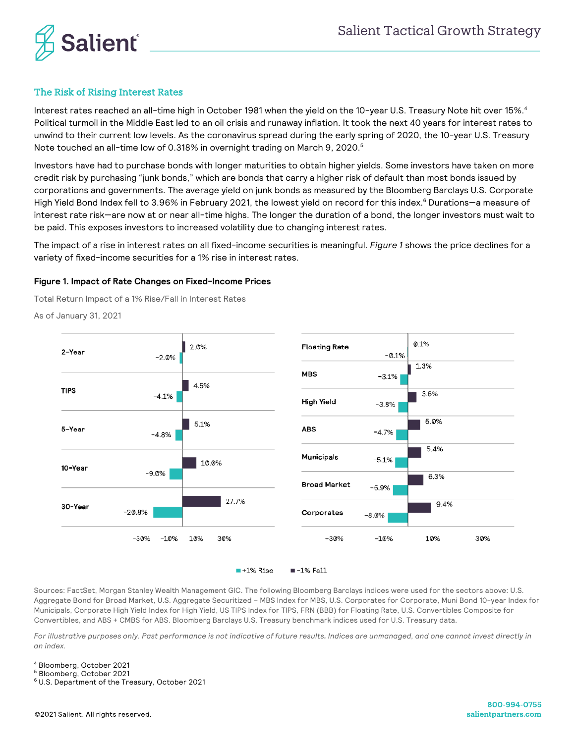## The Risk of Rising Interest Rates

Interest rates reached an all-time high in October 1981 when the yield on the 10-year U.S. Treasury Note hit over 15%.[4] Political turmoil in the Middle East led to an oil crisis and runaway inflation. It took the next 40 years for interest rates to unwind to their current low levels. As the coronavirus spread during the early spring of 2020, the 10-year U.S. Treasury Note touched an all-time low of 0.318% in overnight trading on March 9, 2020.[5]

Investors have had to purchase bonds with longer maturities to obtain higher yields. Some investors have taken on more credit risk by purchasing "junk bonds," which are bonds that carry a higher risk of default than most bonds issued by corporations and governments. The average yield on junk bonds as measured by the Bloomberg Barclays U.S. Corporate High Yield Bond Index fell to 3.96% in February 2021, the lowest yield on record for this index.[6] Durations—a measure of interest rate risk—are now at or near all-time highs. The longer the duration of a bond, the longer investors must wait to be paid. This exposes investors to increased volatility due to changing interest rates.

The impact of a rise in interest rates on all fixed-income securities is meaningful. *Figure 1* shows the price declines for a variety of fixed-income securities for a 1% rise in interest rates.

**Figure 1. Impact of Rate Changes on Fixed-Income Prices**

Total Return Impact of a 1% Rise/Fall in Interest Rates

As of January 31, 2021

| Security | +1% Rise | -1% Fall |
|---|---|---|
| 2-Year | -2.0% | 2.0% |
| TIPS | -4.1% | 4.5% |
| 5-Year | -4.8% | 5.1% |
| 10-Year | -9.0% | 10.0% |
| 30-Year | -20.8% | 27.7% |
| Floating Rate | -0.1% | 0.1% |
| MBS | -3.1% | 1.3% |
| High Yield | -3.8% | 3.6% |
| ABS | -4.7% | 5.0% |
| Municipals | -5.1% | 5.4% |
| Broad Market | -5.9% | 6.3% |
| Corporates | -8.0% | 9.4% |

Sources: FactSet, Morgan Stanley Wealth Management GIC. The following Bloomberg Barclays indices were used for the sectors above: U.S. Aggregate Bond for Broad Market, U.S. Aggregate Securitized – MBS Index for MBS, U.S. Corporates for Corporate, Muni Bond 10-year Index for Municipals, Corporate High Yield Index for High Yield, US TIPS Index for TIPS, FRN (BBB) for Floating Rate, U.S. Convertibles Composite for Convertibles, and ABS + CMBS for ABS. Bloomberg Barclays U.S. Treasury benchmark indices used for U.S. Treasury data.

*For illustrative purposes only. Past performance is not indicative of future results. Indices are unmanaged, and one cannot invest directly in an index.*

[4] Bloomberg, October 2021
[5] Bloomberg, October 2021
[6] U.S. Department of the Treasury, October 2021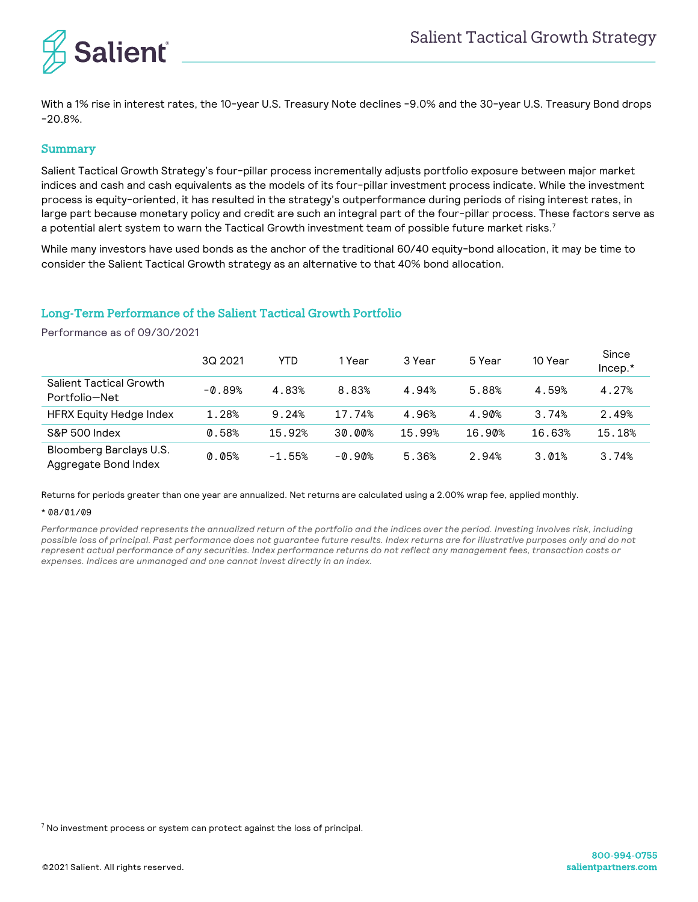With a 1% rise in interest rates, the 10-year U.S. Treasury Note declines -9.0% and the 30-year U.S. Treasury Bond drops -20.8%.

## Summary

Salient Tactical Growth Strategy's four-pillar process incrementally adjusts portfolio exposure between major market indices and cash and cash equivalents as the models of its four-pillar investment process indicate. While the investment process is equity-oriented, it has resulted in the strategy's outperformance during periods of rising interest rates, in large part because monetary policy and credit are such an integral part of the four-pillar process. These factors serve as a potential alert system to warn the Tactical Growth investment team of possible future market risks.[7]

While many investors have used bonds as the anchor of the traditional 60/40 equity-bond allocation, it may be time to consider the Salient Tactical Growth strategy as an alternative to that 40% bond allocation.

## Long-Term Performance of the Salient Tactical Growth Portfolio

Performance as of 09/30/2021

| | 3Q 2021 | YTD | 1 Year | 3 Year | 5 Year | 10 Year | Since Incep.* |
|---|---|---|---|---|---|---|---|
| Salient Tactical Growth Portfolio—Net | -0.89% | 4.83% | 8.83% | 4.94% | 5.88% | 4.59% | 4.27% |
| HFRX Equity Hedge Index | 1.28% | 9.24% | 17.74% | 4.96% | 4.90% | 3.74% | 2.49% |
| S&P 500 Index | 0.58% | 15.92% | 30.00% | 15.99% | 16.90% | 16.63% | 15.18% |
| Bloomberg Barclays U.S. Aggregate Bond Index | 0.05% | -1.55% | -0.90% | 5.36% | 2.94% | 3.01% | 3.74% |

Returns for periods greater than one year are annualized. Net returns are calculated using a 2.00% wrap fee, applied monthly.

\* 08/01/09

*Performance provided represents the annualized return of the portfolio and the indices over the period. Investing involves risk, including possible loss of principal. Past performance does not guarantee future results. Index returns are for illustrative purposes only and do not represent actual performance of any securities. Index performance returns do not reflect any management fees, transaction costs or expenses. Indices are unmanaged and one cannot invest directly in an index.*

[7] No investment process or system can protect against the loss of principal.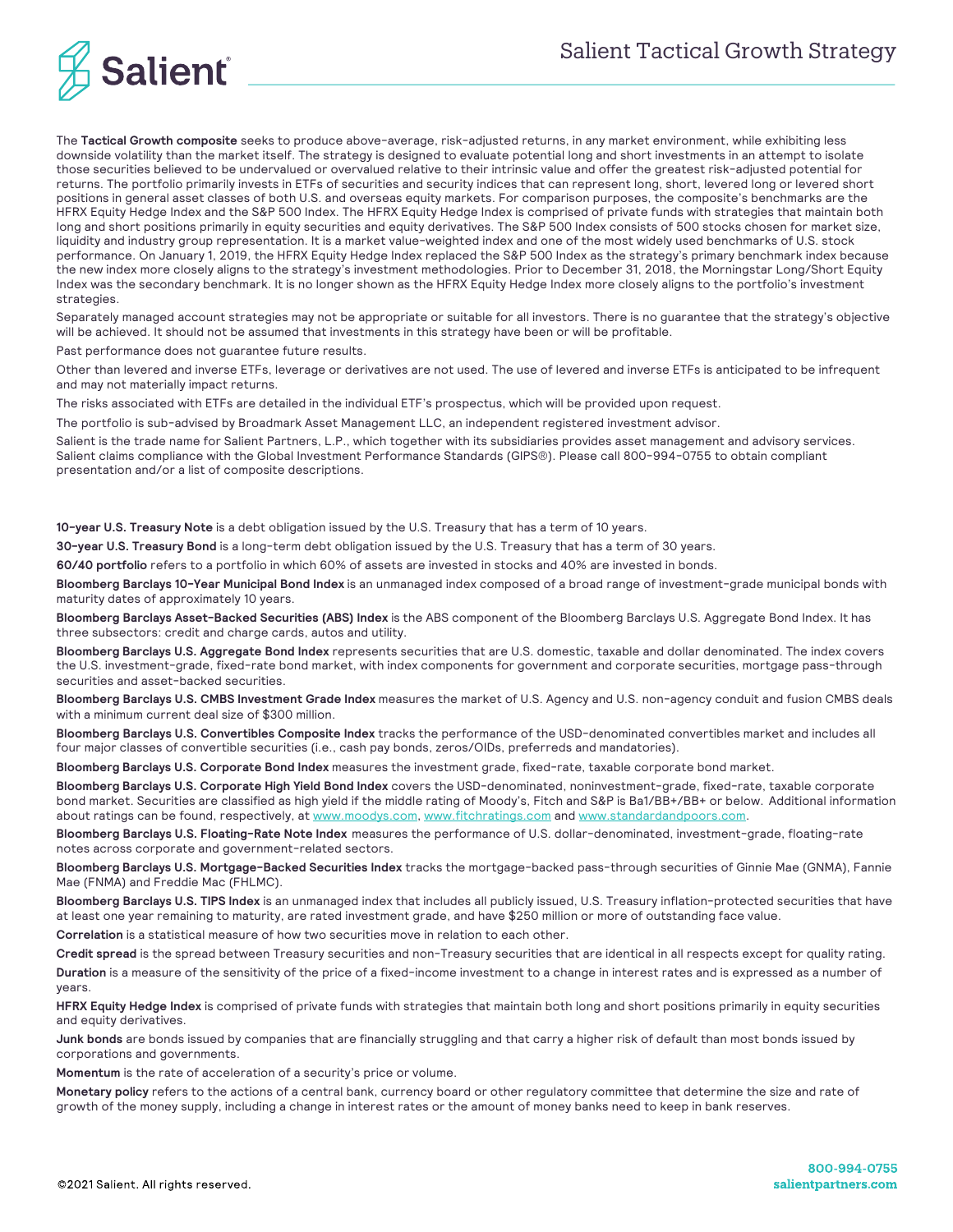The **Tactical Growth composite** seeks to produce above-average, risk-adjusted returns, in any market environment, while exhibiting less downside volatility than the market itself. The strategy is designed to evaluate potential long and short investments in an attempt to isolate those securities believed to be undervalued or overvalued relative to their intrinsic value and offer the greatest risk-adjusted potential for returns. The portfolio primarily invests in ETFs of securities and security indices that can represent long, short, levered long or levered short positions in general asset classes of both U.S. and overseas equity markets. For comparison purposes, the composite's benchmarks are the HFRX Equity Hedge Index and the S&P 500 Index. The HFRX Equity Hedge Index is comprised of private funds with strategies that maintain both long and short positions primarily in equity securities and equity derivatives. The S&P 500 Index consists of 500 stocks chosen for market size, liquidity and industry group representation. It is a market value-weighted index and one of the most widely used benchmarks of U.S. stock performance. On January 1, 2019, the HFRX Equity Hedge Index replaced the S&P 500 Index as the strategy's primary benchmark index because the new index more closely aligns to the strategy's investment methodologies. Prior to December 31, 2018, the Morningstar Long/Short Equity Index was the secondary benchmark. It is no longer shown as the HFRX Equity Hedge Index more closely aligns to the portfolio's investment strategies.

Separately managed account strategies may not be appropriate or suitable for all investors. There is no guarantee that the strategy's objective will be achieved. It should not be assumed that investments in this strategy have been or will be profitable.

Past performance does not guarantee future results.

Other than levered and inverse ETFs, leverage or derivatives are not used. The use of levered and inverse ETFs is anticipated to be infrequent and may not materially impact returns.

The risks associated with ETFs are detailed in the individual ETF's prospectus, which will be provided upon request.

The portfolio is sub-advised by Broadmark Asset Management LLC, an independent registered investment advisor.

Salient is the trade name for Salient Partners, L.P., which together with its subsidiaries provides asset management and advisory services. Salient claims compliance with the Global Investment Performance Standards (GIPS®). Please call 800-994-0755 to obtain compliant presentation and/or a list of composite descriptions.

**10-year U.S. Treasury Note** is a debt obligation issued by the U.S. Treasury that has a term of 10 years.

**30-year U.S. Treasury Bond** is a long-term debt obligation issued by the U.S. Treasury that has a term of 30 years.

**60/40 portfolio** refers to a portfolio in which 60% of assets are invested in stocks and 40% are invested in bonds.

**Bloomberg Barclays 10-Year Municipal Bond Index** is an unmanaged index composed of a broad range of investment-grade municipal bonds with maturity dates of approximately 10 years.

**Bloomberg Barclays Asset-Backed Securities (ABS) Index** is the ABS component of the Bloomberg Barclays U.S. Aggregate Bond Index. It has three subsectors: credit and charge cards, autos and utility.

**Bloomberg Barclays U.S. Aggregate Bond Index** represents securities that are U.S. domestic, taxable and dollar denominated. The index covers the U.S. investment-grade, fixed-rate bond market, with index components for government and corporate securities, mortgage pass-through securities and asset-backed securities.

**Bloomberg Barclays U.S. CMBS Investment Grade Index** measures the market of U.S. Agency and U.S. non-agency conduit and fusion CMBS deals with a minimum current deal size of $300 million.

**Bloomberg Barclays U.S. Convertibles Composite Index** tracks the performance of the USD-denominated convertibles market and includes all four major classes of convertible securities (i.e., cash pay bonds, zeros/OIDs, preferreds and mandatories).

**Bloomberg Barclays U.S. Corporate Bond Index** measures the investment grade, fixed-rate, taxable corporate bond market.

**Bloomberg Barclays U.S. Corporate High Yield Bond Index** covers the USD-denominated, noninvestment-grade, fixed-rate, taxable corporate bond market. Securities are classified as high yield if the middle rating of Moody's, Fitch and S&P is Ba1/BB+/BB+ or below. Additional information about ratings can be found, respectively, at www.moodys.com, www.fitchratings.com and www.standardandpoors.com.

**Bloomberg Barclays U.S. Floating-Rate Note Index** measures the performance of U.S. dollar-denominated, investment-grade, floating-rate notes across corporate and government-related sectors.

**Bloomberg Barclays U.S. Mortgage-Backed Securities Index** tracks the mortgage-backed pass-through securities of Ginnie Mae (GNMA), Fannie Mae (FNMA) and Freddie Mac (FHLMC).

**Bloomberg Barclays U.S. TIPS Index** is an unmanaged index that includes all publicly issued, U.S. Treasury inflation-protected securities that have at least one year remaining to maturity, are rated investment grade, and have $250 million or more of outstanding face value.

**Correlation** is a statistical measure of how two securities move in relation to each other.

**Credit spread** is the spread between Treasury securities and non-Treasury securities that are identical in all respects except for quality rating.

**Duration** is a measure of the sensitivity of the price of a fixed-income investment to a change in interest rates and is expressed as a number of years.

**HFRX Equity Hedge Index** is comprised of private funds with strategies that maintain both long and short positions primarily in equity securities and equity derivatives.

**Junk bonds** are bonds issued by companies that are financially struggling and that carry a higher risk of default than most bonds issued by corporations and governments.

**Momentum** is the rate of acceleration of a security's price or volume.

**Monetary policy** refers to the actions of a central bank, currency board or other regulatory committee that determine the size and rate of growth of the money supply, including a change in interest rates or the amount of money banks need to keep in bank reserves.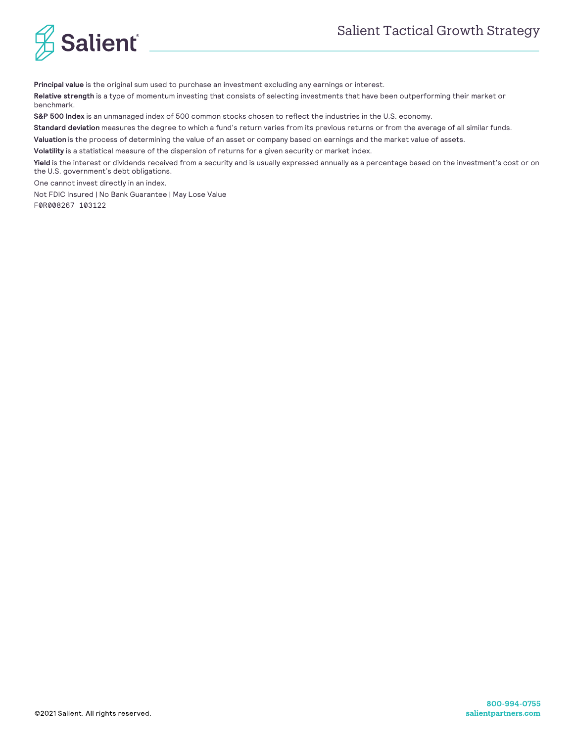**Principal value** is the original sum used to purchase an investment excluding any earnings or interest.

**Relative strength** is a type of momentum investing that consists of selecting investments that have been outperforming their market or benchmark.

**S&P 500 Index** is an unmanaged index of 500 common stocks chosen to reflect the industries in the U.S. economy.

**Standard deviation** measures the degree to which a fund's return varies from its previous returns or from the average of all similar funds.

**Valuation** is the process of determining the value of an asset or company based on earnings and the market value of assets.

**Volatility** is a statistical measure of the dispersion of returns for a given security or market index.

**Yield** is the interest or dividends received from a security and is usually expressed annually as a percentage based on the investment's cost or on the U.S. government's debt obligations.

One cannot invest directly in an index.

Not FDIC Insured | No Bank Guarantee | May Lose Value

F0R008267 103122

©2021 Salient. All rights reserved.

800-994-0755
salientpartners.com